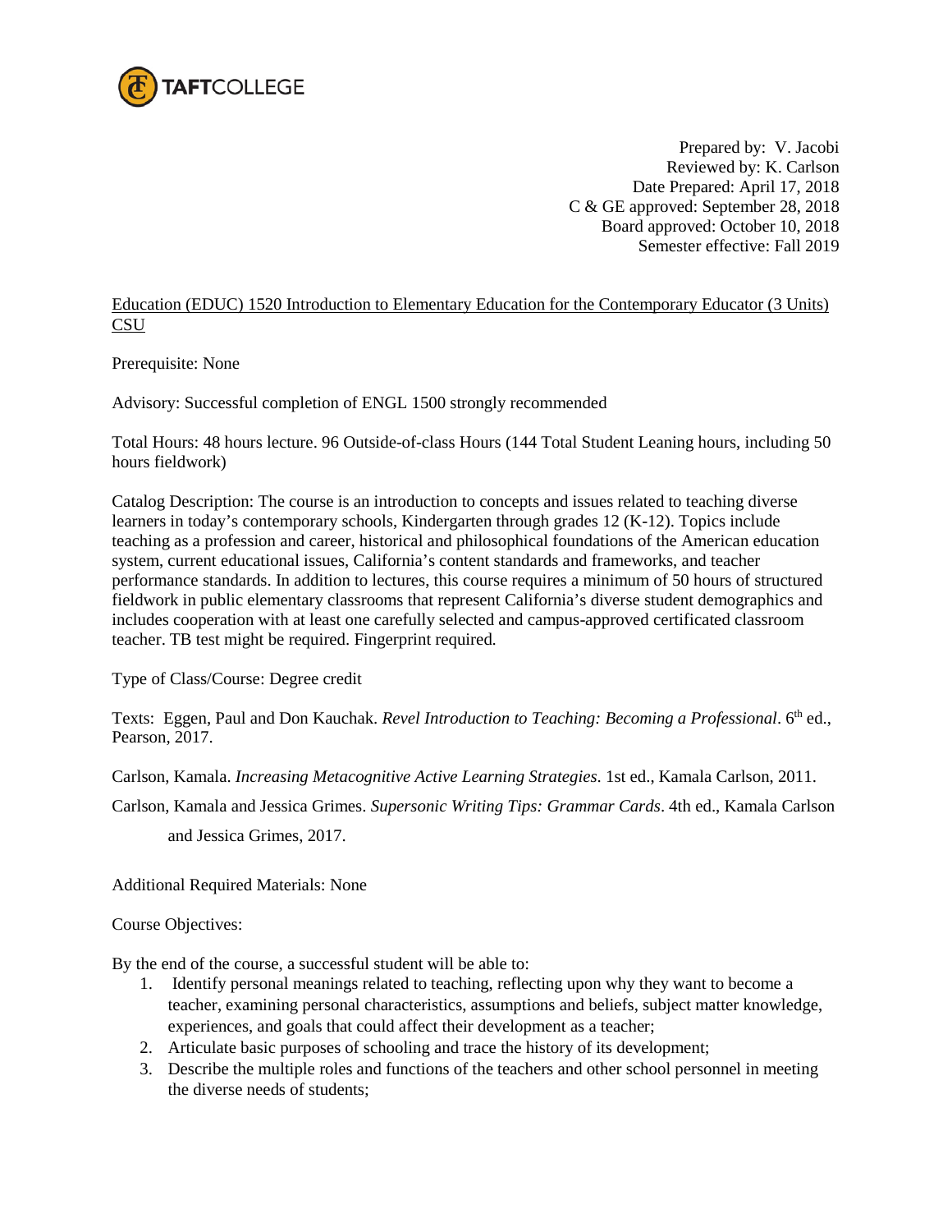TAFTCOLLEGE

Prepared by: V. Jacobi
Reviewed by: K. Carlson
Date Prepared: April 17, 2018
C & GE approved: September 28, 2018
Board approved: October 10, 2018
Semester effective: Fall 2019

Education (EDUC) 1520 Introduction to Elementary Education for the Contemporary Educator (3 Units) CSU

Prerequisite: None

Advisory: Successful completion of ENGL 1500 strongly recommended

Total Hours: 48 hours lecture. 96 Outside-of-class Hours (144 Total Student Leaning hours, including 50 hours fieldwork)

Catalog Description: The course is an introduction to concepts and issues related to teaching diverse learners in today's contemporary schools, Kindergarten through grades 12 (K-12). Topics include teaching as a profession and career, historical and philosophical foundations of the American education system, current educational issues, California's content standards and frameworks, and teacher performance standards. In addition to lectures, this course requires a minimum of 50 hours of structured fieldwork in public elementary classrooms that represent California's diverse student demographics and includes cooperation with at least one carefully selected and campus-approved certificated classroom teacher. TB test might be required. Fingerprint required.

Type of Class/Course: Degree credit

Texts: Eggen, Paul and Don Kauchak. *Revel Introduction to Teaching: Becoming a Professional*. 6th ed., Pearson, 2017.

Carlson, Kamala. *Increasing Metacognitive Active Learning Strategies.* 1st ed., Kamala Carlson, 2011.

Carlson, Kamala and Jessica Grimes. *Supersonic Writing Tips: Grammar Cards*. 4th ed., Kamala Carlson and Jessica Grimes, 2017.

Additional Required Materials: None

Course Objectives:

By the end of the course, a successful student will be able to:

1. Identify personal meanings related to teaching, reflecting upon why they want to become a teacher, examining personal characteristics, assumptions and beliefs, subject matter knowledge, experiences, and goals that could affect their development as a teacher;
2. Articulate basic purposes of schooling and trace the history of its development;
3. Describe the multiple roles and functions of the teachers and other school personnel in meeting the diverse needs of students;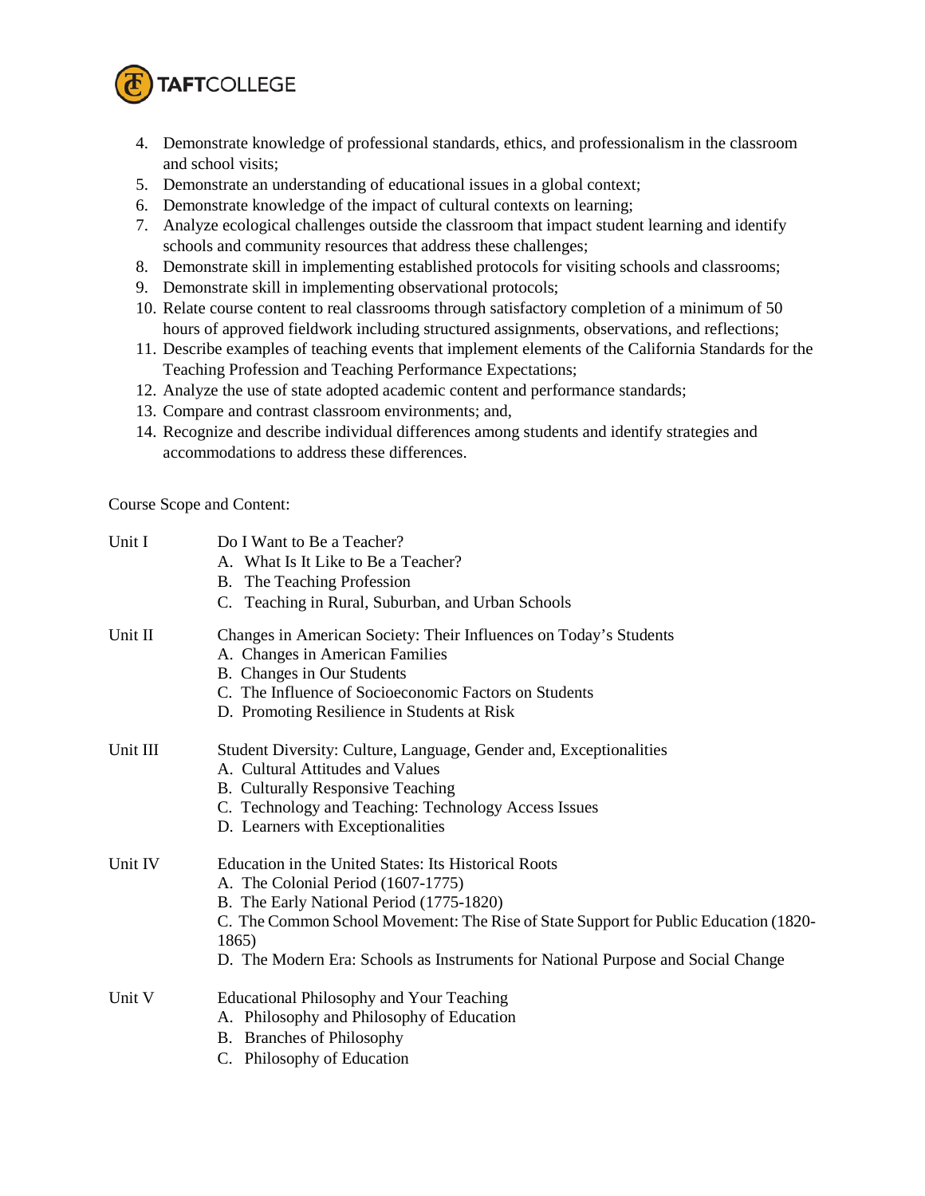4. Demonstrate knowledge of professional standards, ethics, and professionalism in the classroom and school visits;
5. Demonstrate an understanding of educational issues in a global context;
6. Demonstrate knowledge of the impact of cultural contexts on learning;
7. Analyze ecological challenges outside the classroom that impact student learning and identify schools and community resources that address these challenges;
8. Demonstrate skill in implementing established protocols for visiting schools and classrooms;
9. Demonstrate skill in implementing observational protocols;
10. Relate course content to real classrooms through satisfactory completion of a minimum of 50 hours of approved fieldwork including structured assignments, observations, and reflections;
11. Describe examples of teaching events that implement elements of the California Standards for the Teaching Profession and Teaching Performance Expectations;
12. Analyze the use of state adopted academic content and performance standards;
13. Compare and contrast classroom environments; and,
14. Recognize and describe individual differences among students and identify strategies and accommodations to address these differences.

Course Scope and Content:

Unit I — Do I Want to Be a Teacher?
- A. What Is It Like to Be a Teacher?
- B. The Teaching Profession
- C. Teaching in Rural, Suburban, and Urban Schools

Unit II — Changes in American Society: Their Influences on Today's Students
- A. Changes in American Families
- B. Changes in Our Students
- C. The Influence of Socioeconomic Factors on Students
- D. Promoting Resilience in Students at Risk

Unit III — Student Diversity: Culture, Language, Gender and, Exceptionalities
- A. Cultural Attitudes and Values
- B. Culturally Responsive Teaching
- C. Technology and Teaching: Technology Access Issues
- D. Learners with Exceptionalities

Unit IV — Education in the United States: Its Historical Roots
- A. The Colonial Period (1607-1775)
- B. The Early National Period (1775-1820)
- C. The Common School Movement: The Rise of State Support for Public Education (1820-1865)
- D. The Modern Era: Schools as Instruments for National Purpose and Social Change

Unit V — Educational Philosophy and Your Teaching
- A. Philosophy and Philosophy of Education
- B. Branches of Philosophy
- C. Philosophy of Education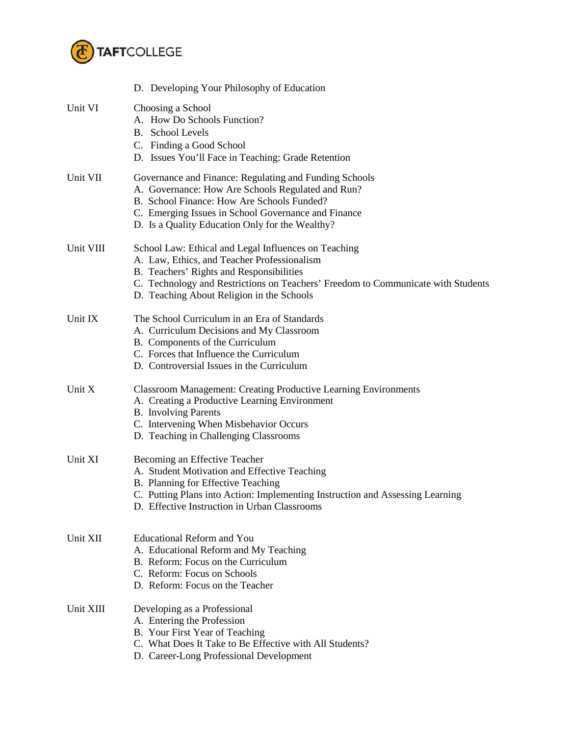D. Developing Your Philosophy of Education

Unit VI — Choosing a School
A. How Do Schools Function?
B. School Levels
C. Finding a Good School
D. Issues You'll Face in Teaching: Grade Retention

Unit VII — Governance and Finance: Regulating and Funding Schools
A. Governance: How Are Schools Regulated and Run?
B. School Finance: How Are Schools Funded?
C. Emerging Issues in School Governance and Finance
D. Is a Quality Education Only for the Wealthy?

Unit VIII — School Law: Ethical and Legal Influences on Teaching
A. Law, Ethics, and Teacher Professionalism
B. Teachers' Rights and Responsibilities
C. Technology and Restrictions on Teachers' Freedom to Communicate with Students
D. Teaching About Religion in the Schools

Unit IX — The School Curriculum in an Era of Standards
A. Curriculum Decisions and My Classroom
B. Components of the Curriculum
C. Forces that Influence the Curriculum
D. Controversial Issues in the Curriculum

Unit X — Classroom Management: Creating Productive Learning Environments
A. Creating a Productive Learning Environment
B. Involving Parents
C. Intervening When Misbehavior Occurs
D. Teaching in Challenging Classrooms

Unit XI — Becoming an Effective Teacher
A. Student Motivation and Effective Teaching
B. Planning for Effective Teaching
C. Putting Plans into Action: Implementing Instruction and Assessing Learning
D. Effective Instruction in Urban Classrooms

Unit XII — Educational Reform and You
A. Educational Reform and My Teaching
B. Reform: Focus on the Curriculum
C. Reform: Focus on Schools
D. Reform: Focus on the Teacher

Unit XIII — Developing as a Professional
A. Entering the Profession
B. Your First Year of Teaching
C. What Does It Take to Be Effective with All Students?
D. Career-Long Professional Development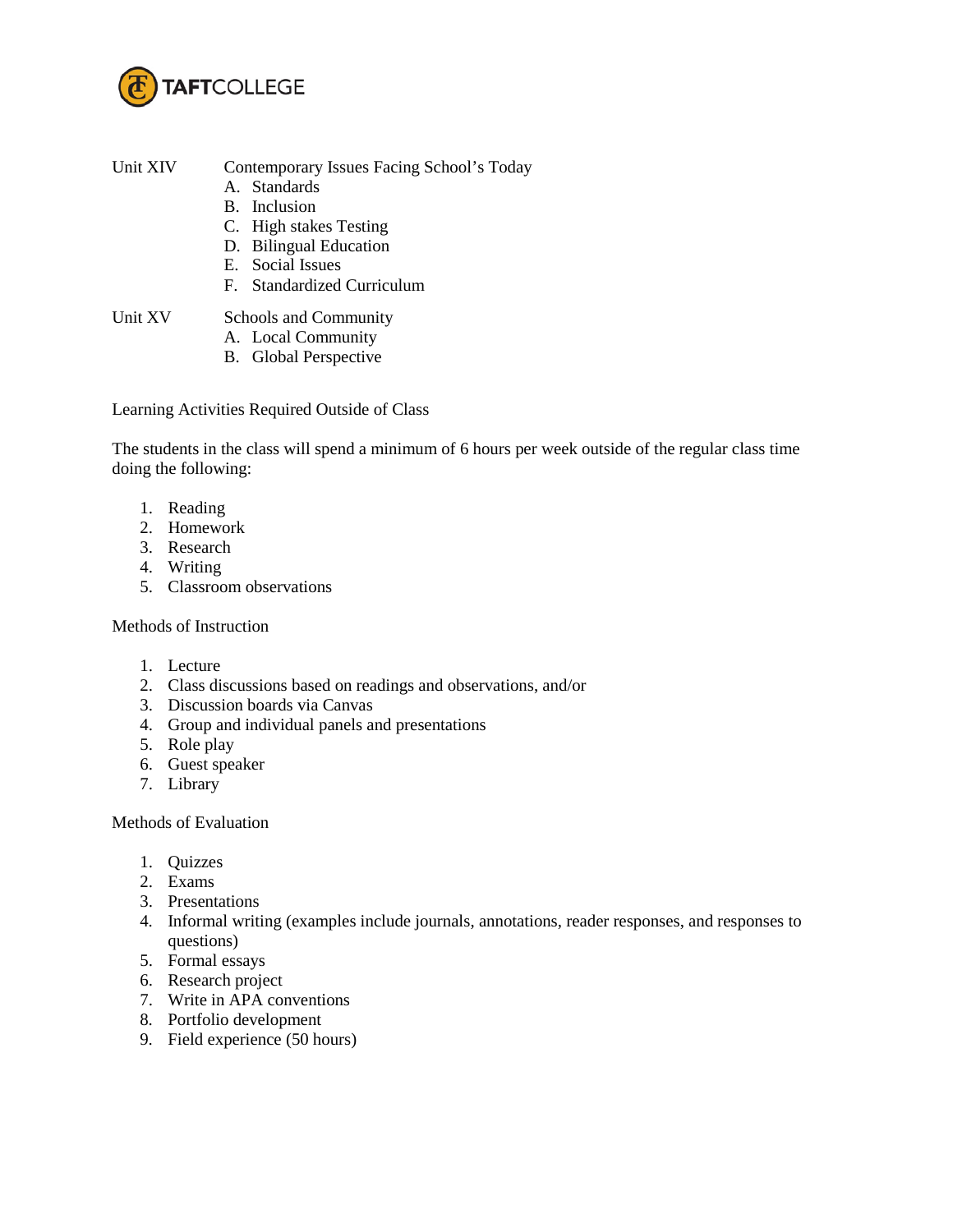Unit XIV Contemporary Issues Facing School's Today

A. Standards
B. Inclusion
C. High stakes Testing
D. Bilingual Education
E. Social Issues
F. Standardized Curriculum

Unit XV Schools and Community

A. Local Community
B. Global Perspective

Learning Activities Required Outside of Class

The students in the class will spend a minimum of 6 hours per week outside of the regular class time doing the following:

1. Reading
2. Homework
3. Research
4. Writing
5. Classroom observations

Methods of Instruction

1. Lecture
2. Class discussions based on readings and observations, and/or
3. Discussion boards via Canvas
4. Group and individual panels and presentations
5. Role play
6. Guest speaker
7. Library

Methods of Evaluation

1. Quizzes
2. Exams
3. Presentations
4. Informal writing (examples include journals, annotations, reader responses, and responses to questions)
5. Formal essays
6. Research project
7. Write in APA conventions
8. Portfolio development
9. Field experience (50 hours)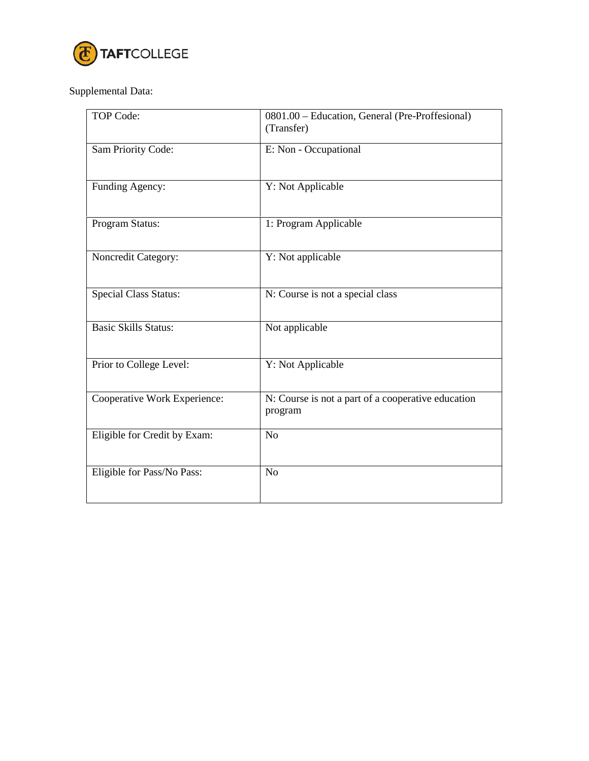Supplemental Data:

| | |
|---|---|
| TOP Code: | 0801.00 – Education, General (Pre-Proffesional) (Transfer) |
| Sam Priority Code: | E: Non - Occupational |
| Funding Agency: | Y: Not Applicable |
| Program Status: | 1: Program Applicable |
| Noncredit Category: | Y: Not applicable |
| Special Class Status: | N: Course is not a special class |
| Basic Skills Status: | Not applicable |
| Prior to College Level: | Y: Not Applicable |
| Cooperative Work Experience: | N: Course is not a part of a cooperative education program |
| Eligible for Credit by Exam: | No |
| Eligible for Pass/No Pass: | No |